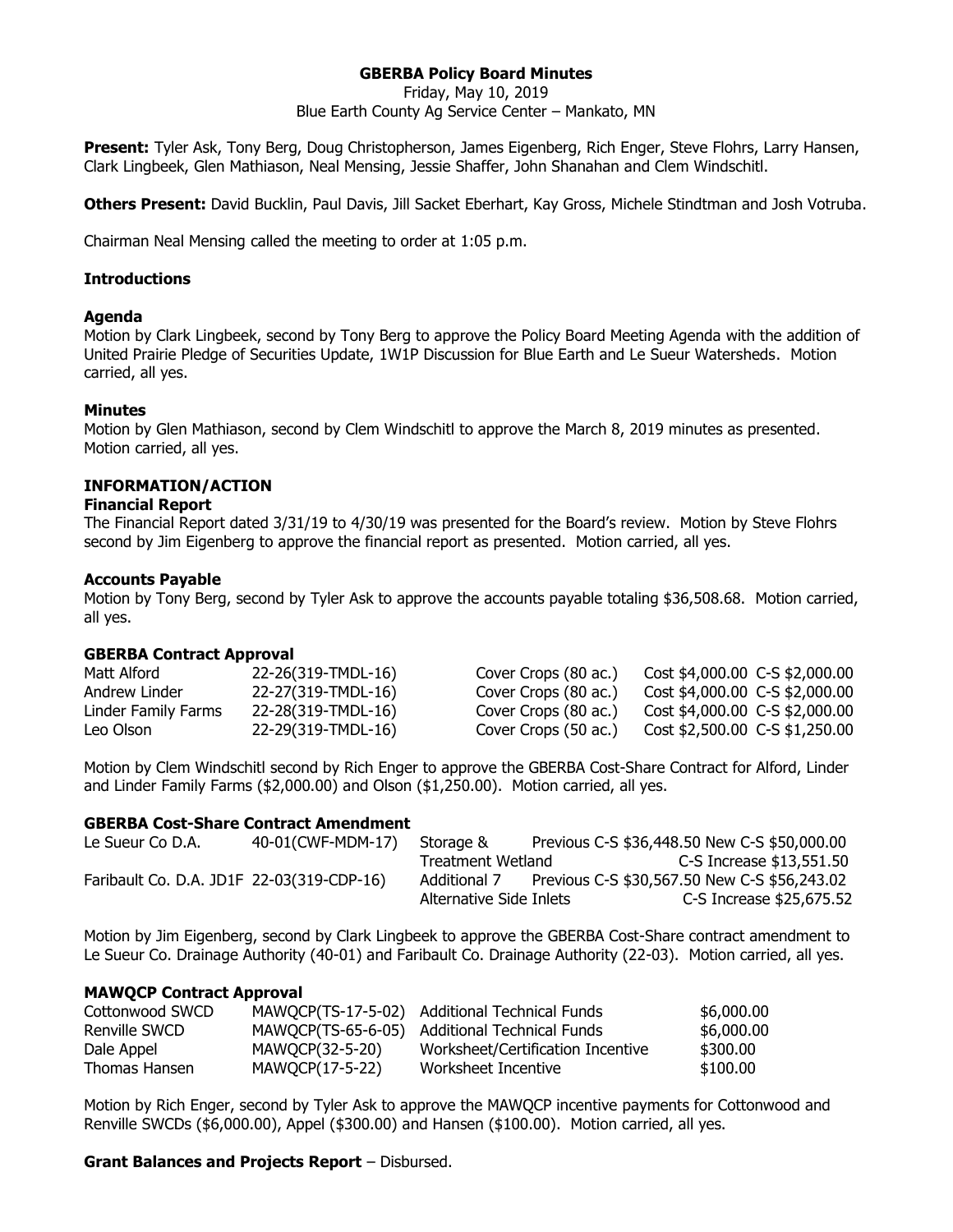# GBERBA Policy Board Minutes

Friday, May 10, 2019
Blue Earth County Ag Service Center – Mankato, MN

**Present:** Tyler Ask, Tony Berg, Doug Christopherson, James Eigenberg, Rich Enger, Steve Flohrs, Larry Hansen, Clark Lingbeek, Glen Mathiason, Neal Mensing, Jessie Shaffer, John Shanahan and Clem Windschitl.

**Others Present:** David Bucklin, Paul Davis, Jill Sacket Eberhart, Kay Gross, Michele Stindtman and Josh Votruba.

Chairman Neal Mensing called the meeting to order at 1:05 p.m.

### Introductions

### Agenda

Motion by Clark Lingbeek, second by Tony Berg to approve the Policy Board Meeting Agenda with the addition of United Prairie Pledge of Securities Update, 1W1P Discussion for Blue Earth and Le Sueur Watersheds. Motion carried, all yes.

### Minutes

Motion by Glen Mathiason, second by Clem Windschitl to approve the March 8, 2019 minutes as presented. Motion carried, all yes.

## INFORMATION/ACTION

### Financial Report

The Financial Report dated 3/31/19 to 4/30/19 was presented for the Board's review. Motion by Steve Flohrs second by Jim Eigenberg to approve the financial report as presented. Motion carried, all yes.

### Accounts Payable

Motion by Tony Berg, second by Tyler Ask to approve the accounts payable totaling $36,508.68. Motion carried, all yes.

### GBERBA Contract Approval

| | | | | |
|---|---|---|---|---|
| Matt Alford | 22-26(319-TMDL-16) | Cover Crops (80 ac.) | Cost $4,000.00 | C-S $2,000.00 |
| Andrew Linder | 22-27(319-TMDL-16) | Cover Crops (80 ac.) | Cost $4,000.00 | C-S $2,000.00 |
| Linder Family Farms | 22-28(319-TMDL-16) | Cover Crops (80 ac.) | Cost $4,000.00 | C-S $2,000.00 |
| Leo Olson | 22-29(319-TMDL-16) | Cover Crops (50 ac.) | Cost $2,500.00 | C-S $1,250.00 |

Motion by Clem Windschitl second by Rich Enger to approve the GBERBA Cost-Share Contract for Alford, Linder and Linder Family Farms ($2,000.00) and Olson ($1,250.00). Motion carried, all yes.

### GBERBA Cost-Share Contract Amendment

| | | | | |
|---|---|---|---|---|
| Le Sueur Co D.A. | 40-01(CWF-MDM-17) | Storage & Treatment Wetland | Previous C-S $36,448.50 | New C-S $50,000.00<br>C-S Increase $13,551.50 |
| Faribault Co. D.A. JD1F | 22-03(319-CDP-16) | Additional 7 Alternative Side Inlets | Previous C-S $30,567.50 | New C-S $56,243.02<br>C-S Increase $25,675.52 |

Motion by Jim Eigenberg, second by Clark Lingbeek to approve the GBERBA Cost-Share contract amendment to Le Sueur Co. Drainage Authority (40-01) and Faribault Co. Drainage Authority (22-03). Motion carried, all yes.

### MAWQCP Contract Approval

| | | | |
|---|---|---|---|
| Cottonwood SWCD | MAWQCP(TS-17-5-02) | Additional Technical Funds | $6,000.00 |
| Renville SWCD | MAWQCP(TS-65-6-05) | Additional Technical Funds | $6,000.00 |
| Dale Appel | MAWQCP(32-5-20) | Worksheet/Certification Incentive | $300.00 |
| Thomas Hansen | MAWQCP(17-5-22) | Worksheet Incentive | $100.00 |

Motion by Rich Enger, second by Tyler Ask to approve the MAWQCP incentive payments for Cottonwood and Renville SWCDs ($6,000.00), Appel ($300.00) and Hansen ($100.00). Motion carried, all yes.

**Grant Balances and Projects Report** – Disbursed.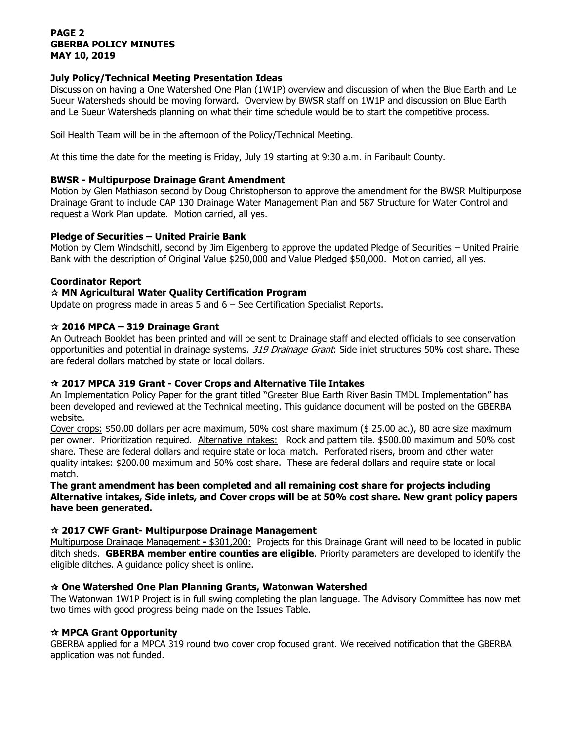**July Policy/Technical Meeting Presentation Ideas**

Discussion on having a One Watershed One Plan (1W1P) overview and discussion of when the Blue Earth and Le Sueur Watersheds should be moving forward. Overview by BWSR staff on 1W1P and discussion on Blue Earth and Le Sueur Watersheds planning on what their time schedule would be to start the competitive process.

Soil Health Team will be in the afternoon of the Policy/Technical Meeting.

At this time the date for the meeting is Friday, July 19 starting at 9:30 a.m. in Faribault County.

**BWSR - Multipurpose Drainage Grant Amendment**

Motion by Glen Mathiason second by Doug Christopherson to approve the amendment for the BWSR Multipurpose Drainage Grant to include CAP 130 Drainage Water Management Plan and 587 Structure for Water Control and request a Work Plan update. Motion carried, all yes.

**Pledge of Securities – United Prairie Bank**

Motion by Clem Windschitl, second by Jim Eigenberg to approve the updated Pledge of Securities – United Prairie Bank with the description of Original Value $250,000 and Value Pledged $50,000. Motion carried, all yes.

**Coordinator Report**

**☆ MN Agricultural Water Quality Certification Program**

Update on progress made in areas 5 and 6 – See Certification Specialist Reports.

**☆ 2016 MPCA – 319 Drainage Grant**

An Outreach Booklet has been printed and will be sent to Drainage staff and elected officials to see conservation opportunities and potential in drainage systems. *319 Drainage Grant*: Side inlet structures 50% cost share. These are federal dollars matched by state or local dollars.

**☆ 2017 MPCA 319 Grant - Cover Crops and Alternative Tile Intakes**

An Implementation Policy Paper for the grant titled "Greater Blue Earth River Basin TMDL Implementation" has been developed and reviewed at the Technical meeting. This guidance document will be posted on the GBERBA website.

Cover crops: $50.00 dollars per acre maximum, 50% cost share maximum ($ 25.00 ac.), 80 acre size maximum per owner. Prioritization required. Alternative intakes: Rock and pattern tile. $500.00 maximum and 50% cost share. These are federal dollars and require state or local match. Perforated risers, broom and other water quality intakes: $200.00 maximum and 50% cost share. These are federal dollars and require state or local match.

**The grant amendment has been completed and all remaining cost share for projects including Alternative intakes, Side inlets, and Cover crops will be at 50% cost share. New grant policy papers have been generated.**

**☆ 2017 CWF Grant- Multipurpose Drainage Management**

Multipurpose Drainage Management **-** $301,200: Projects for this Drainage Grant will need to be located in public ditch sheds. **GBERBA member entire counties are eligible**. Priority parameters are developed to identify the eligible ditches. A guidance policy sheet is online.

**☆ One Watershed One Plan Planning Grants, Watonwan Watershed**

The Watonwan 1W1P Project is in full swing completing the plan language. The Advisory Committee has now met two times with good progress being made on the Issues Table.

**☆ MPCA Grant Opportunity**

GBERBA applied for a MPCA 319 round two cover crop focused grant. We received notification that the GBERBA application was not funded.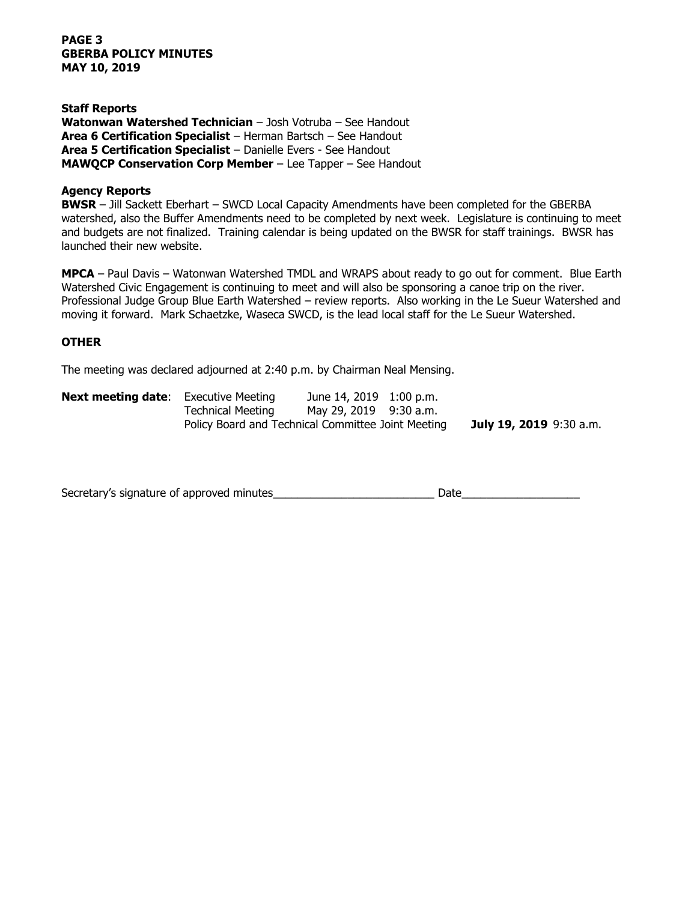**Staff Reports**
**Watonwan Watershed Technician** – Josh Votruba – See Handout
**Area 6 Certification Specialist** – Herman Bartsch – See Handout
**Area 5 Certification Specialist** – Danielle Evers - See Handout
**MAWQCP Conservation Corp Member** – Lee Tapper – See Handout

**Agency Reports**
**BWSR** – Jill Sackett Eberhart – SWCD Local Capacity Amendments have been completed for the GBERBA watershed, also the Buffer Amendments need to be completed by next week. Legislature is continuing to meet and budgets are not finalized. Training calendar is being updated on the BWSR for staff trainings. BWSR has launched their new website.

**MPCA** – Paul Davis – Watonwan Watershed TMDL and WRAPS about ready to go out for comment. Blue Earth Watershed Civic Engagement is continuing to meet and will also be sponsoring a canoe trip on the river. Professional Judge Group Blue Earth Watershed – review reports. Also working in the Le Sueur Watershed and moving it forward. Mark Schaetzke, Waseca SWCD, is the lead local staff for the Le Sueur Watershed.

## OTHER

The meeting was declared adjourned at 2:40 p.m. by Chairman Neal Mensing.

**Next meeting date**: Executive Meeting June 14, 2019 1:00 p.m.
Technical Meeting May 29, 2019 9:30 a.m.
Policy Board and Technical Committee Joint Meeting **July 19, 2019** 9:30 a.m.

Secretary's signature of approved minutes__________________________ Date___________________